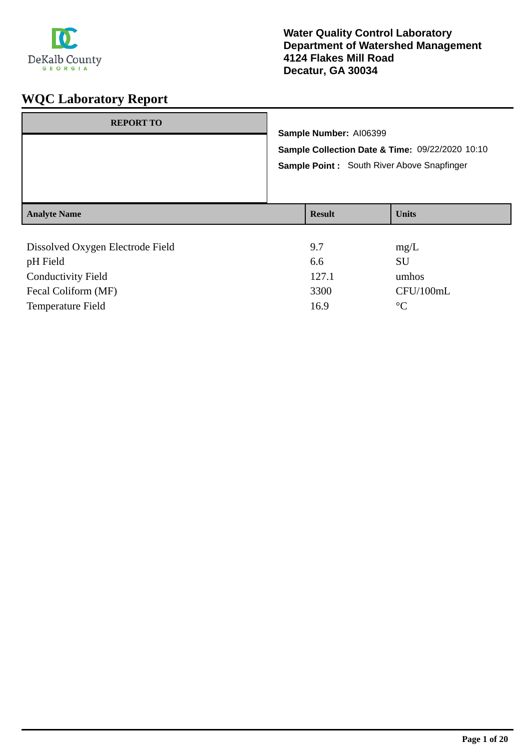**Water Quality Control Laboratory**
**Department of Watershed Management**
**4124 Flakes Mill Road**
**Decatur, GA 30034**

# WQC Laboratory Report

| REPORT TO |
|---|
| |

**Sample Number:** AI06399

**Sample Collection Date & Time:** 09/22/2020 10:10

**Sample Point :** South River Above Snapfinger

| Analyte Name | Result | Units |
|---|---|---|
| Dissolved Oxygen Electrode Field | 9.7 | mg/L |
| pH Field | 6.6 | SU |
| Conductivity Field | 127.1 | umhos |
| Fecal Coliform (MF) | 3300 | CFU/100mL |
| Temperature Field | 16.9 | °C |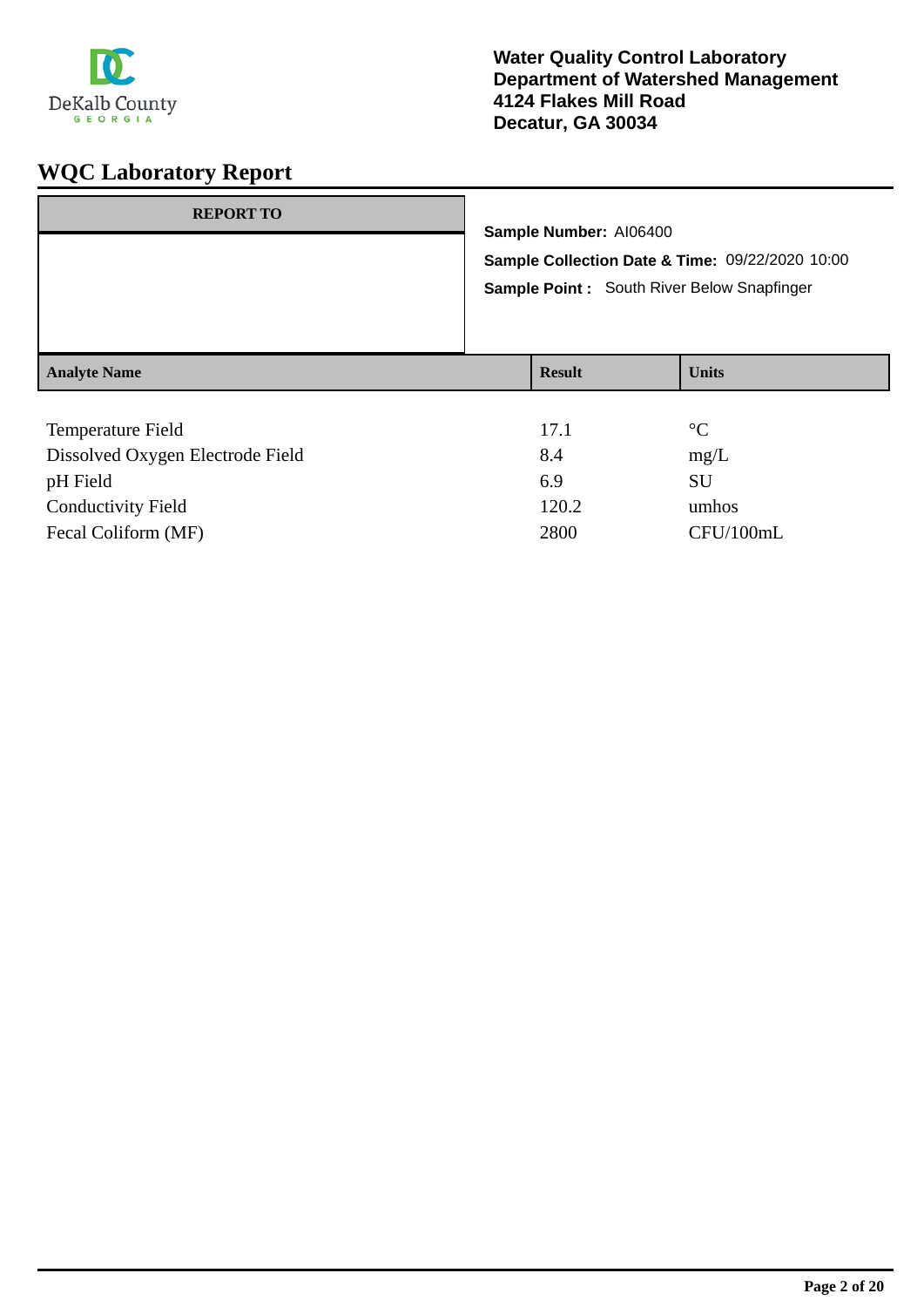DeKalb County
GEORGIA

**Water Quality Control Laboratory**
**Department of Watershed Management**
**4124 Flakes Mill Road**
**Decatur, GA 30034**

# WQC Laboratory Report

| REPORT TO |
|---|
| |

**Sample Number:** AI06400

**Sample Collection Date & Time:** 09/22/2020 10:00

**Sample Point :** South River Below Snapfinger

| Analyte Name | Result | Units |
|---|---|---|
| Temperature Field | 17.1 | °C |
| Dissolved Oxygen Electrode Field | 8.4 | mg/L |
| pH Field | 6.9 | SU |
| Conductivity Field | 120.2 | umhos |
| Fecal Coliform (MF) | 2800 | CFU/100mL |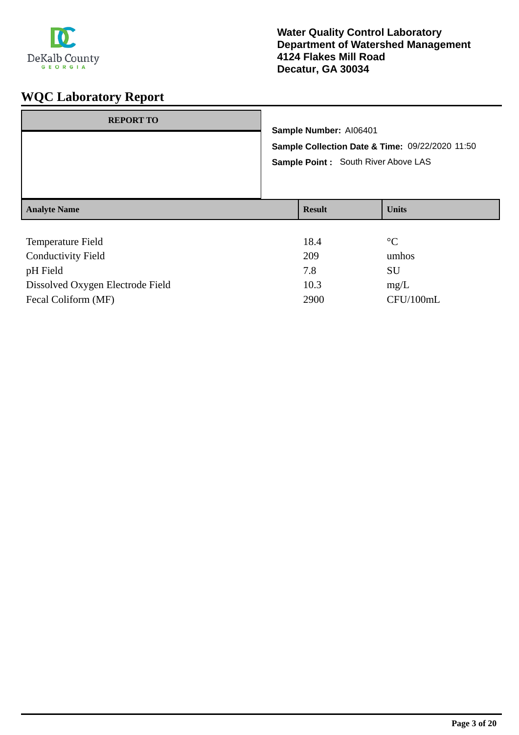**Water Quality Control Laboratory**
**Department of Watershed Management**
**4124 Flakes Mill Road**
**Decatur, GA 30034**

# WQC Laboratory Report

**REPORT TO**

**Sample Number:** AI06401

**Sample Collection Date & Time:** 09/22/2020 11:50

**Sample Point :** South River Above LAS

| Analyte Name | Result | Units |
|---|---|---|
| Temperature Field | 18.4 | °C |
| Conductivity Field | 209 | umhos |
| pH Field | 7.8 | SU |
| Dissolved Oxygen Electrode Field | 10.3 | mg/L |
| Fecal Coliform (MF) | 2900 | CFU/100mL |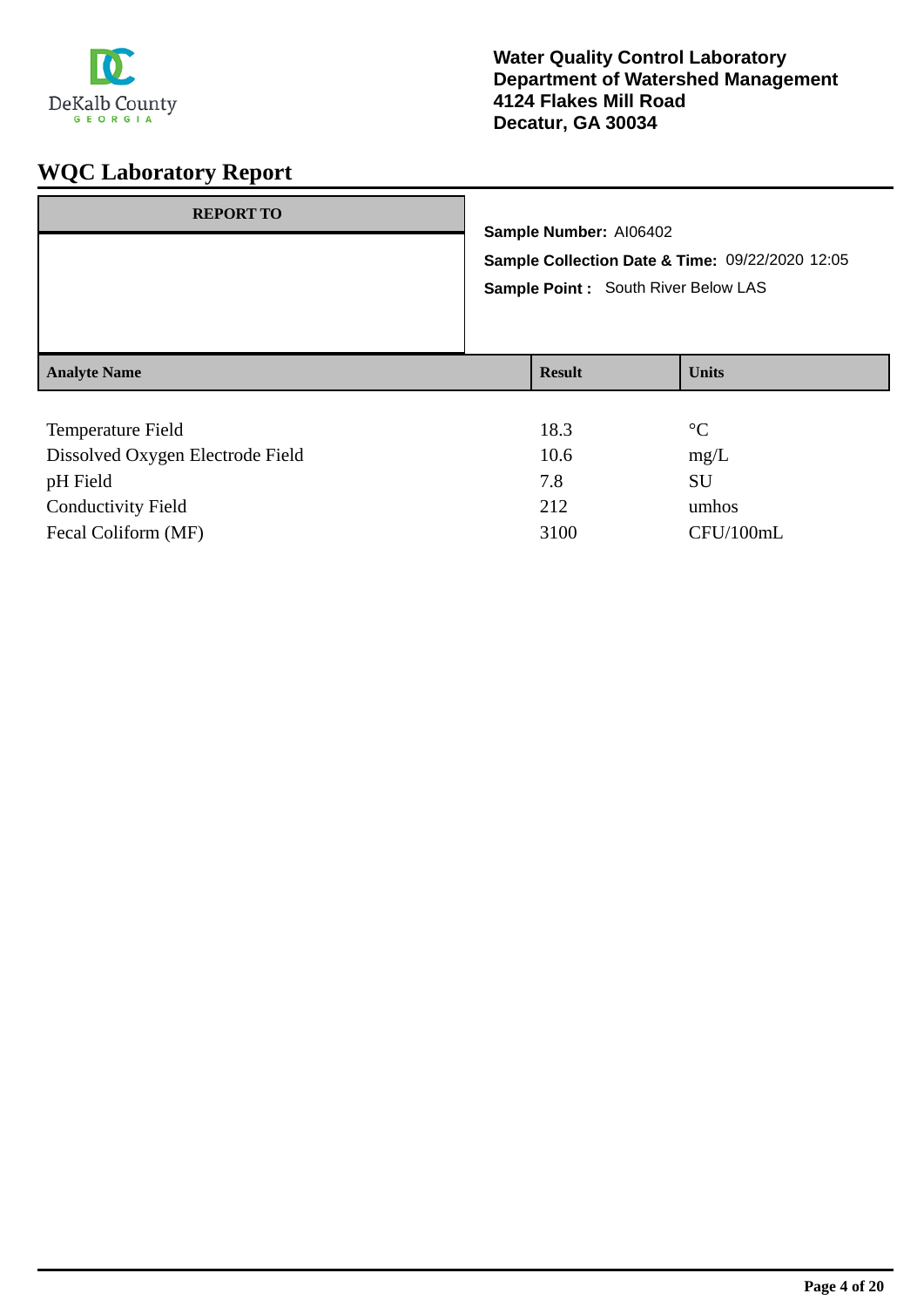DeKalb County
GEORGIA

**Water Quality Control Laboratory**
**Department of Watershed Management**
**4124 Flakes Mill Road**
**Decatur, GA 30034**

# WQC Laboratory Report

**REPORT TO**

**Sample Number:** AI06402

**Sample Collection Date & Time:** 09/22/2020 12:05

**Sample Point :** South River Below LAS

| Analyte Name | Result | Units |
|---|---|---|
| Temperature Field | 18.3 | °C |
| Dissolved Oxygen Electrode Field | 10.6 | mg/L |
| pH Field | 7.8 | SU |
| Conductivity Field | 212 | umhos |
| Fecal Coliform (MF) | 3100 | CFU/100mL |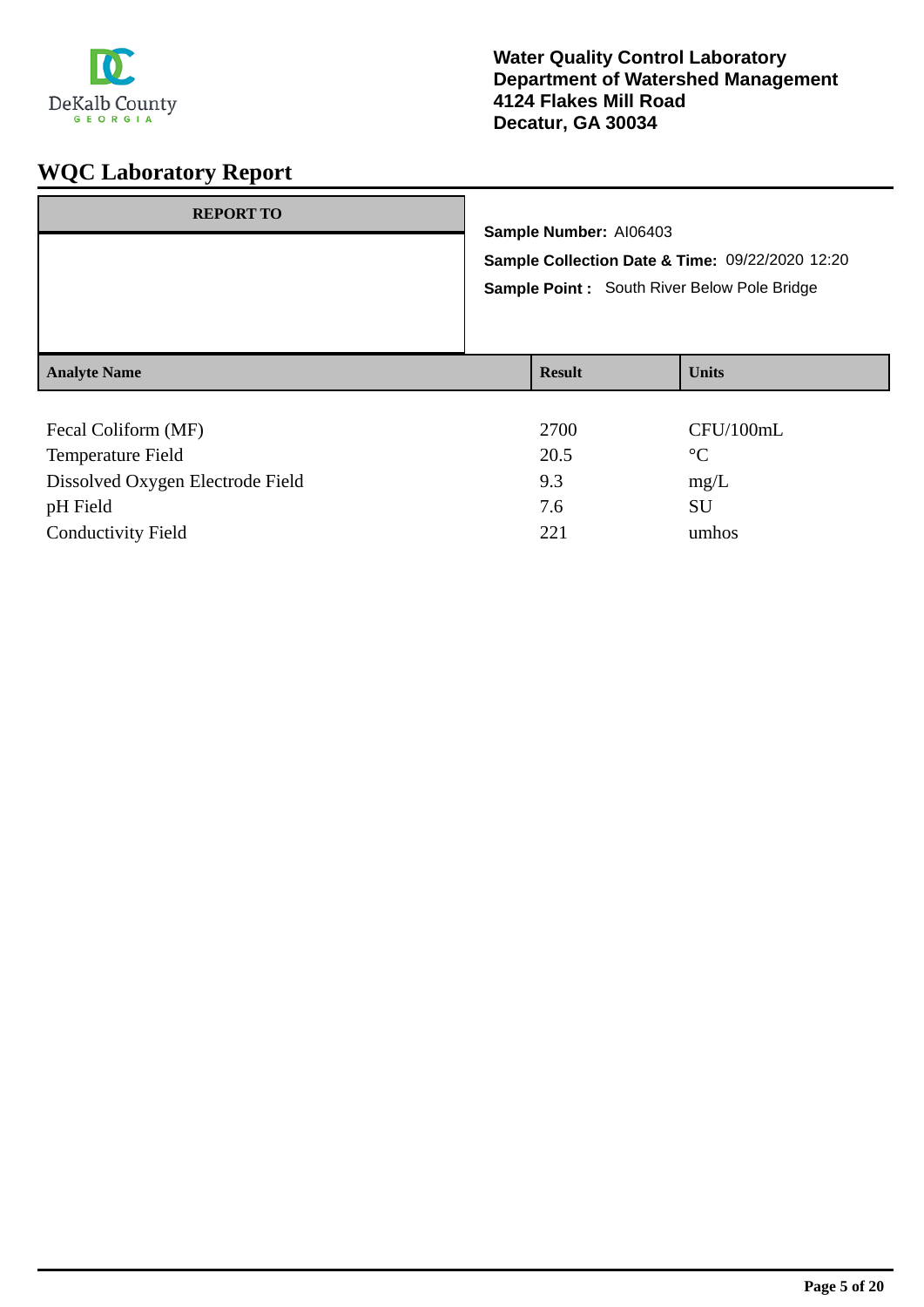DeKalb County
GEORGIA

**Water Quality Control Laboratory**
**Department of Watershed Management**
**4124 Flakes Mill Road**
**Decatur, GA 30034**

# WQC Laboratory Report

**REPORT TO**

**Sample Number:** AI06403

**Sample Collection Date & Time:** 09/22/2020 12:20

**Sample Point :** South River Below Pole Bridge

| Analyte Name | Result | Units |
|---|---|---|
| Fecal Coliform (MF) | 2700 | CFU/100mL |
| Temperature Field | 20.5 | °C |
| Dissolved Oxygen Electrode Field | 9.3 | mg/L |
| pH Field | 7.6 | SU |
| Conductivity Field | 221 | umhos |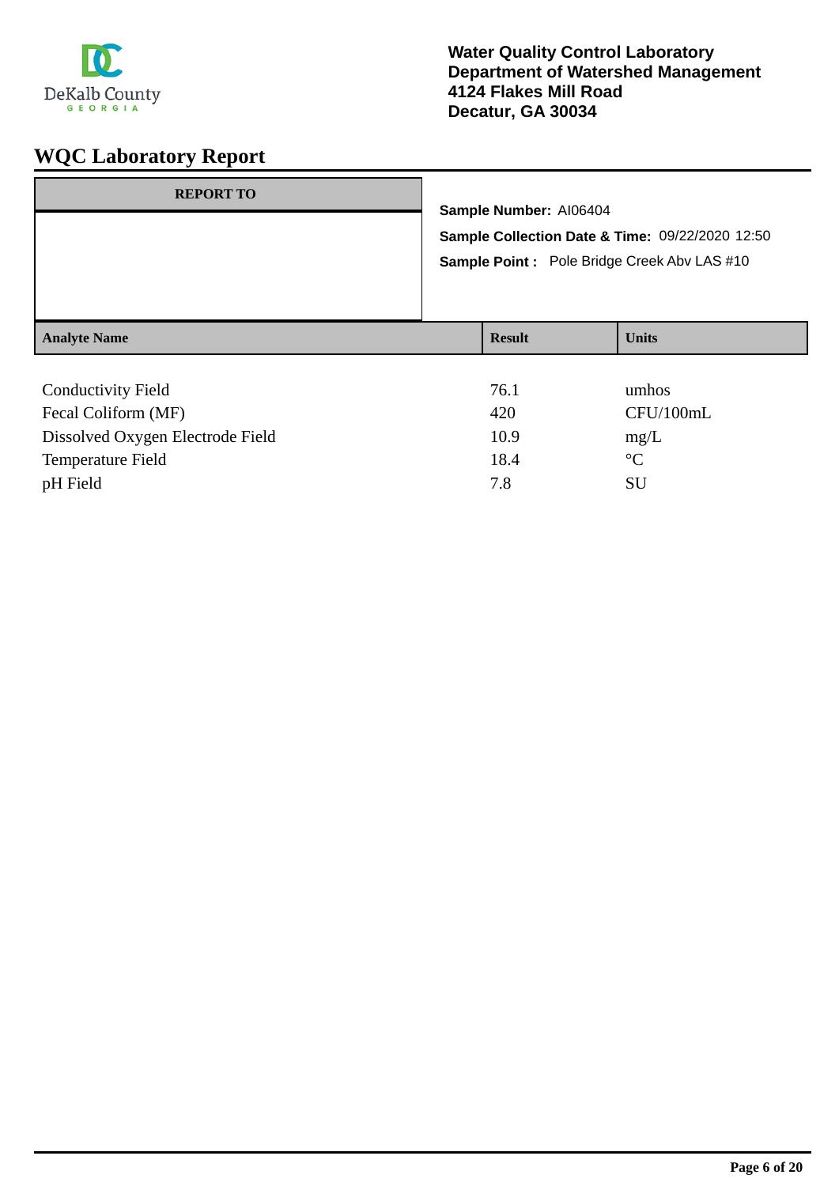DeKalb County GEORGIA

**Water Quality Control Laboratory**
**Department of Watershed Management**
**4124 Flakes Mill Road**
**Decatur, GA 30034**

# WQC Laboratory Report

| REPORT TO | |
|---|---|
| | **Sample Number:** AI06404 |
| | **Sample Collection Date & Time:** 09/22/2020 12:50 |
| | **Sample Point :** Pole Bridge Creek Abv LAS #10 |

| Analyte Name | Result | Units |
|---|---|---|
| Conductivity Field | 76.1 | umhos |
| Fecal Coliform (MF) | 420 | CFU/100mL |
| Dissolved Oxygen Electrode Field | 10.9 | mg/L |
| Temperature Field | 18.4 | °C |
| pH Field | 7.8 | SU |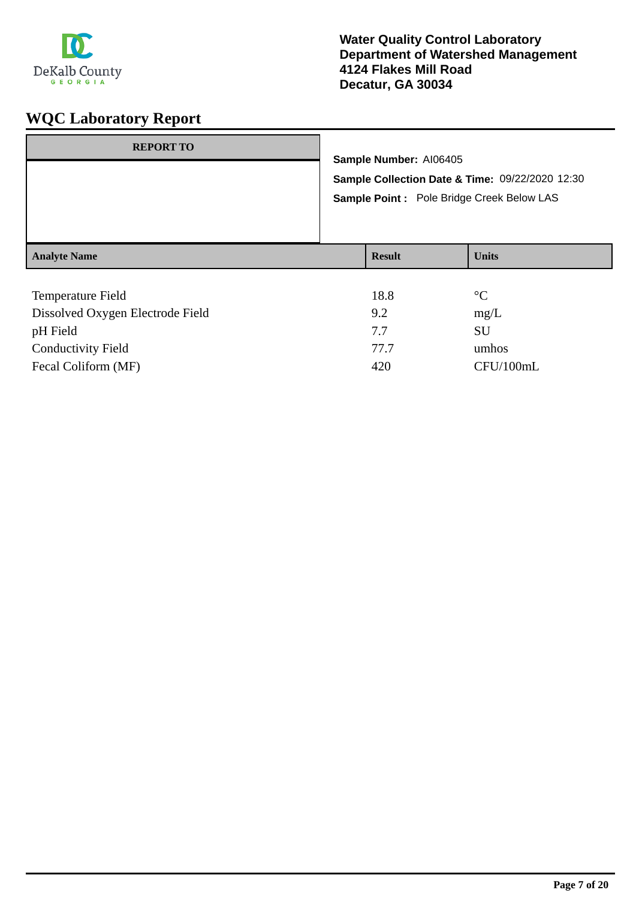DeKalb County
GEORGIA

**Water Quality Control Laboratory**
**Department of Watershed Management**
**4124 Flakes Mill Road**
**Decatur, GA 30034**

# WQC Laboratory Report

| REPORT TO |
|---|
| |

**Sample Number:** AI06405

**Sample Collection Date & Time:** 09/22/2020 12:30

**Sample Point :** Pole Bridge Creek Below LAS

| Analyte Name | Result | Units |
|---|---|---|
| Temperature Field | 18.8 | °C |
| Dissolved Oxygen Electrode Field | 9.2 | mg/L |
| pH Field | 7.7 | SU |
| Conductivity Field | 77.7 | umhos |
| Fecal Coliform (MF) | 420 | CFU/100mL |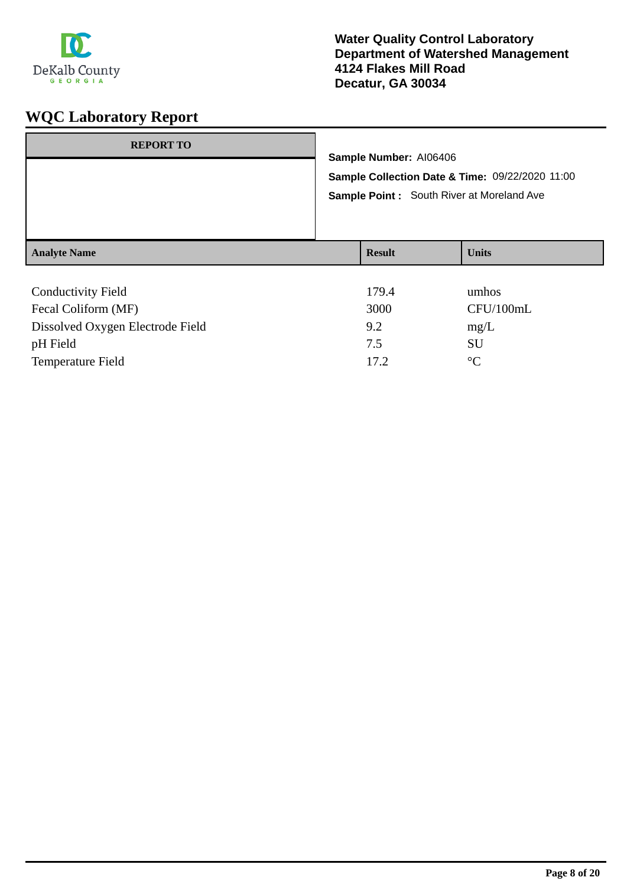**Water Quality Control Laboratory**
**Department of Watershed Management**
**4124 Flakes Mill Road**
**Decatur, GA 30034**

# WQC Laboratory Report

| REPORT TO | |
|---|---|
| | **Sample Number:** AI06406 |
| | **Sample Collection Date & Time:** 09/22/2020 11:00 |
| | **Sample Point :** South River at Moreland Ave |

| Analyte Name | Result | Units |
|---|---|---|
| Conductivity Field | 179.4 | umhos |
| Fecal Coliform (MF) | 3000 | CFU/100mL |
| Dissolved Oxygen Electrode Field | 9.2 | mg/L |
| pH Field | 7.5 | SU |
| Temperature Field | 17.2 | °C |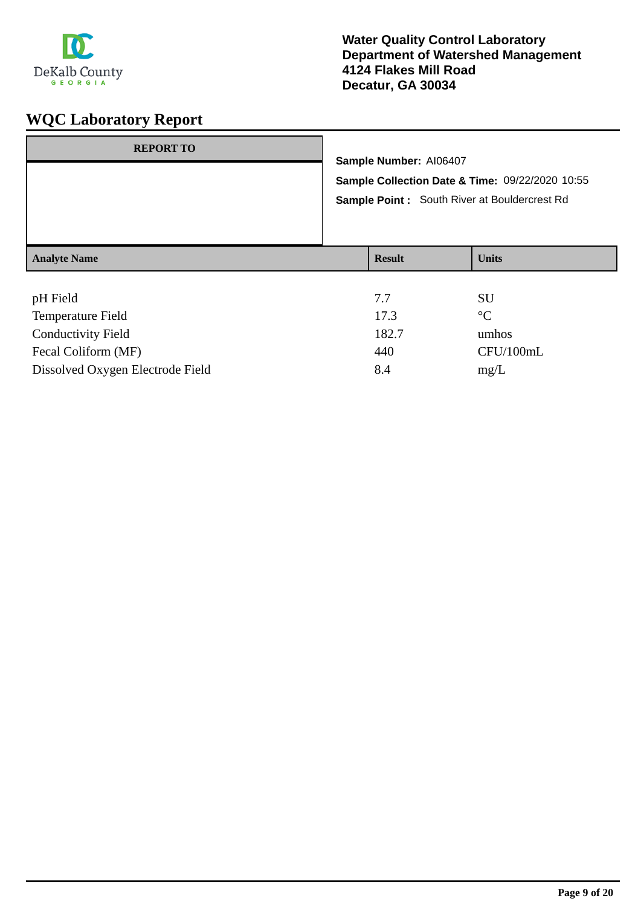**Water Quality Control Laboratory**
**Department of Watershed Management**
**4124 Flakes Mill Road**
**Decatur, GA 30034**

# WQC Laboratory Report

| REPORT TO | |
|---|---|
| | **Sample Number:** AI06407 |
| | **Sample Collection Date & Time:** 09/22/2020 10:55 |
| | **Sample Point :** South River at Bouldercrest Rd |

| Analyte Name | Result | Units |
|---|---|---|
| pH Field | 7.7 | SU |
| Temperature Field | 17.3 | °C |
| Conductivity Field | 182.7 | umhos |
| Fecal Coliform (MF) | 440 | CFU/100mL |
| Dissolved Oxygen Electrode Field | 8.4 | mg/L |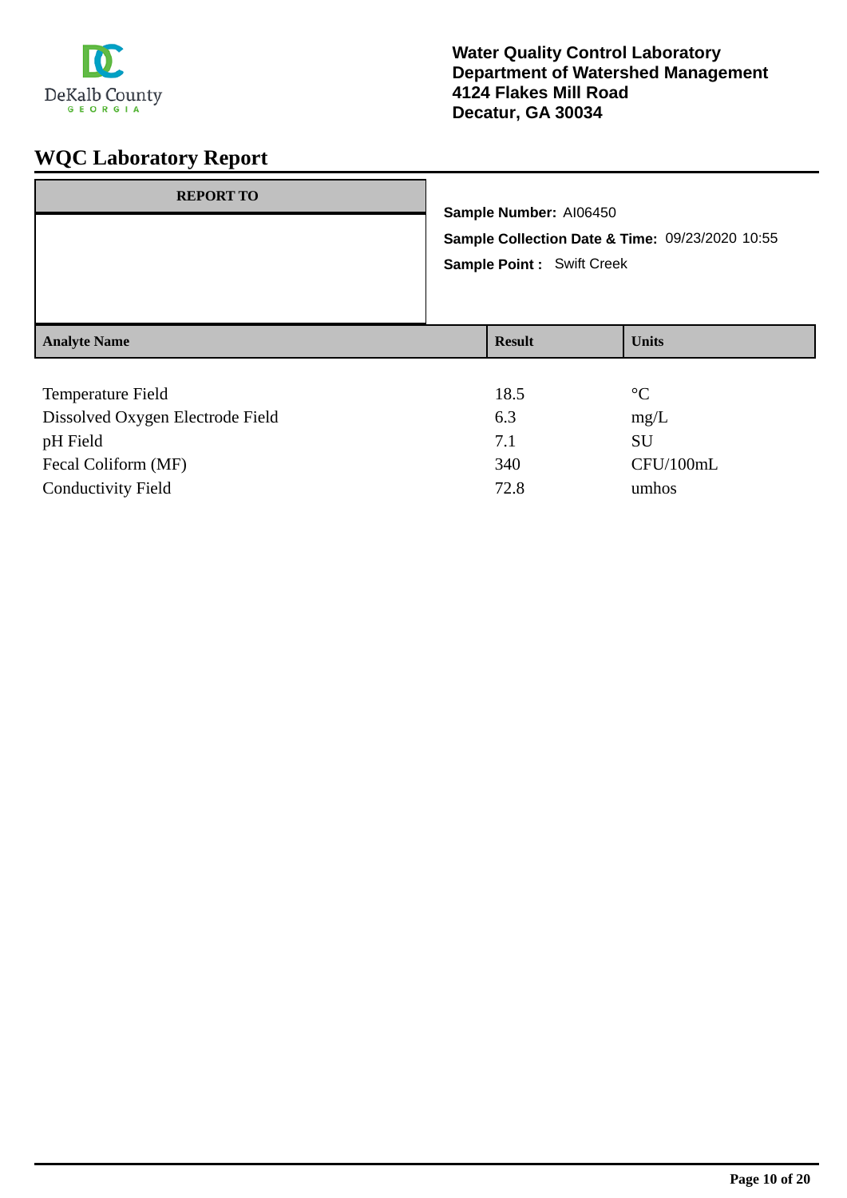Water Quality Control Laboratory
Department of Watershed Management
4124 Flakes Mill Road
Decatur, GA 30034

# WQC Laboratory Report

| REPORT TO | |
|---|---|
| | **Sample Number:** AI06450 |
| | **Sample Collection Date & Time:** 09/23/2020 10:55 |
| | **Sample Point :** Swift Creek |

| Analyte Name | Result | Units |
|---|---|---|
| Temperature Field | 18.5 | °C |
| Dissolved Oxygen Electrode Field | 6.3 | mg/L |
| pH Field | 7.1 | SU |
| Fecal Coliform (MF) | 340 | CFU/100mL |
| Conductivity Field | 72.8 | umhos |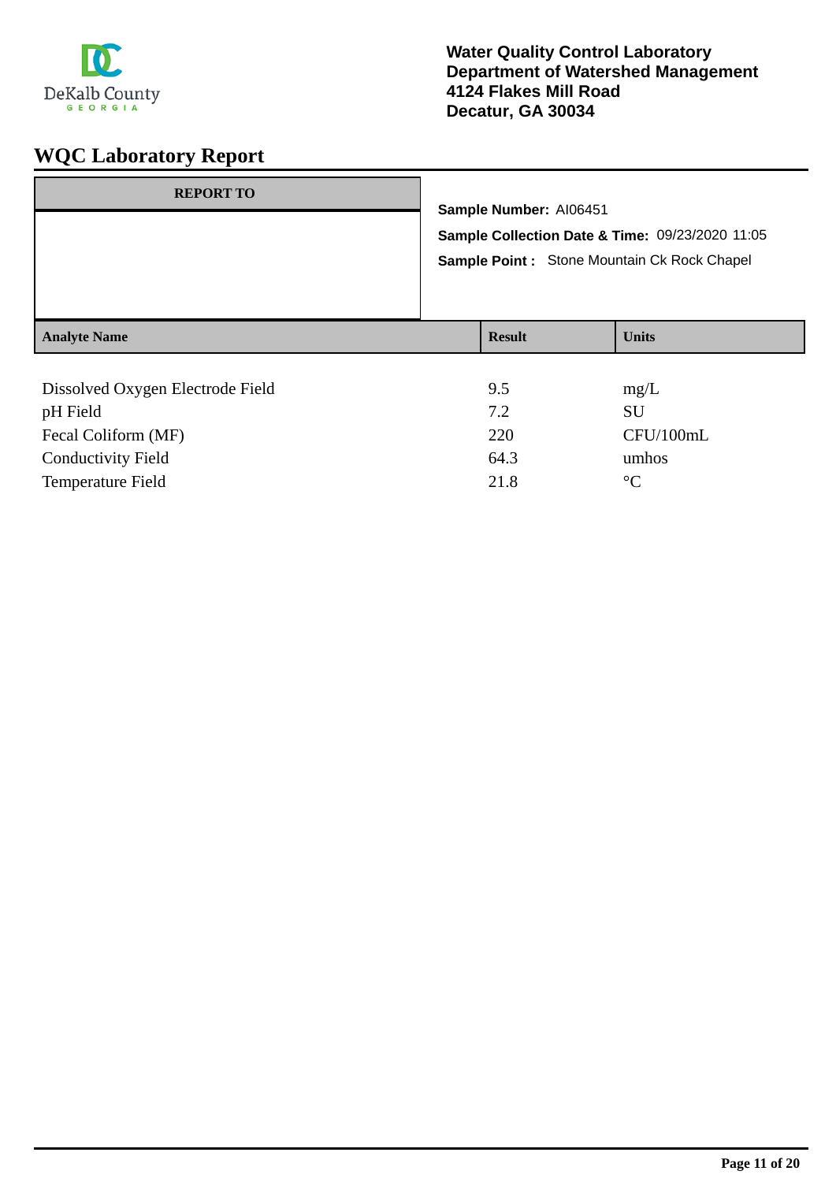DeKalb County
GEORGIA

**Water Quality Control Laboratory**
**Department of Watershed Management**
**4124 Flakes Mill Road**
**Decatur, GA 30034**

# WQC Laboratory Report

| REPORT TO | |
|---|---|
| | **Sample Number:** AI06451<br>**Sample Collection Date & Time:** 09/23/2020 11:05<br>**Sample Point :** Stone Mountain Ck Rock Chapel |

| Analyte Name | Result | Units |
|---|---|---|
| Dissolved Oxygen Electrode Field | 9.5 | mg/L |
| pH Field | 7.2 | SU |
| Fecal Coliform (MF) | 220 | CFU/100mL |
| Conductivity Field | 64.3 | umhos |
| Temperature Field | 21.8 | °C |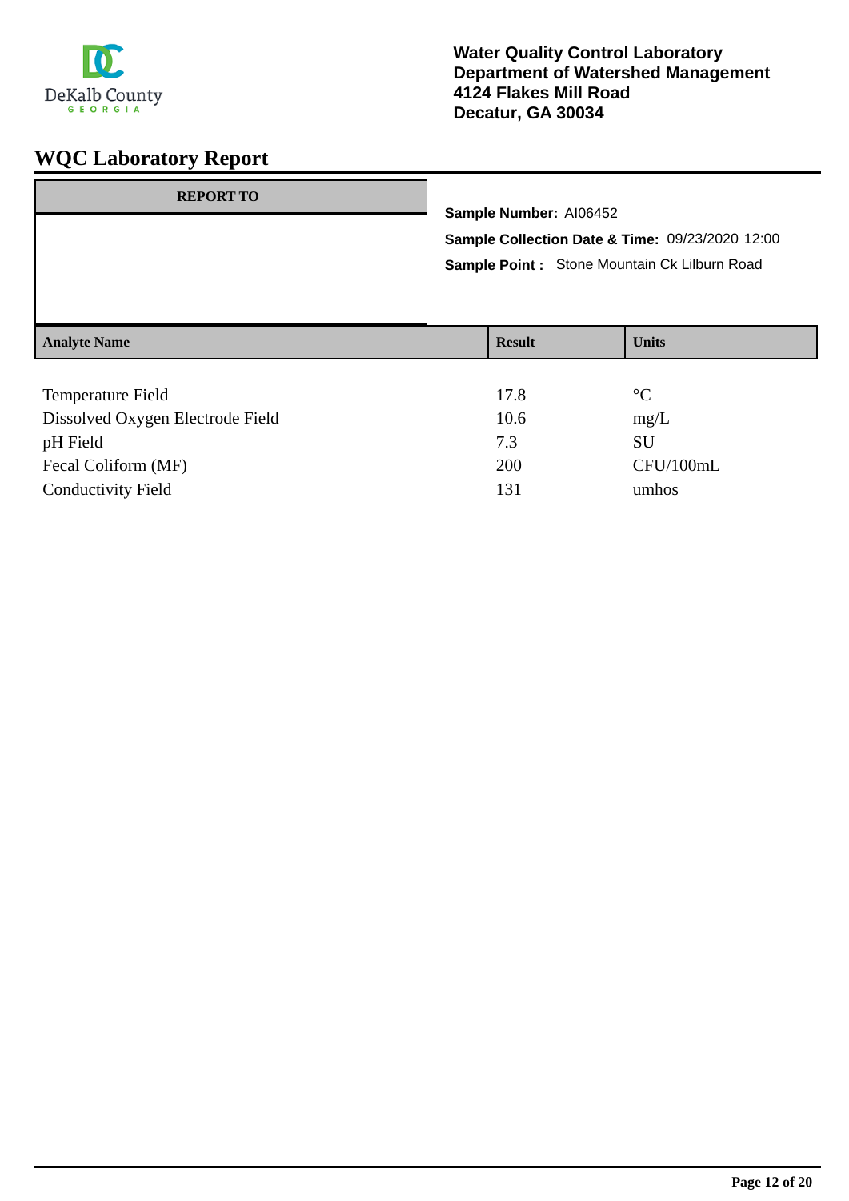**Water Quality Control Laboratory**
**Department of Watershed Management**
**4124 Flakes Mill Road**
**Decatur, GA 30034**

# WQC Laboratory Report

**REPORT TO**

**Sample Number:** AI06452

**Sample Collection Date & Time:** 09/23/2020 12:00

**Sample Point :** Stone Mountain Ck Lilburn Road

| Analyte Name | Result | Units |
|---|---|---|
| Temperature Field | 17.8 | °C |
| Dissolved Oxygen Electrode Field | 10.6 | mg/L |
| pH Field | 7.3 | SU |
| Fecal Coliform (MF) | 200 | CFU/100mL |
| Conductivity Field | 131 | umhos |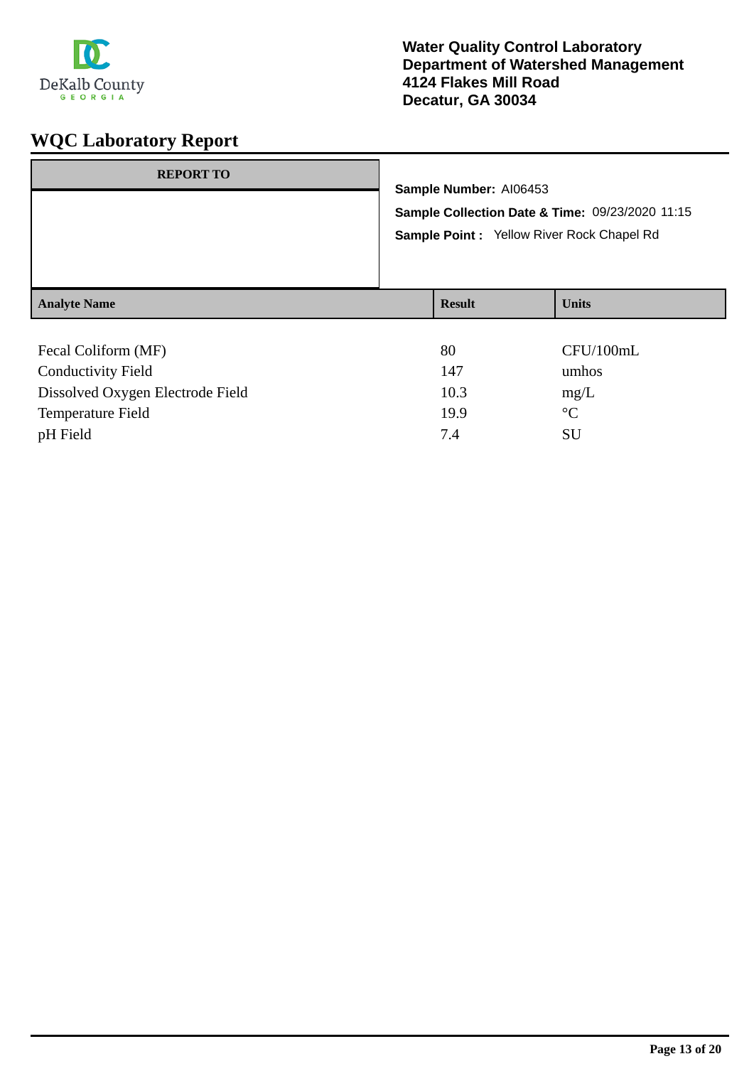DeKalb County
GEORGIA

**Water Quality Control Laboratory**
**Department of Watershed Management**
**4124 Flakes Mill Road**
**Decatur, GA 30034**

# WQC Laboratory Report

**REPORT TO**

**Sample Number:** AI06453

**Sample Collection Date & Time:** 09/23/2020 11:15

**Sample Point :** Yellow River Rock Chapel Rd

| Analyte Name | Result | Units |
|---|---|---|
| Fecal Coliform (MF) | 80 | CFU/100mL |
| Conductivity Field | 147 | umhos |
| Dissolved Oxygen Electrode Field | 10.3 | mg/L |
| Temperature Field | 19.9 | °C |
| pH Field | 7.4 | SU |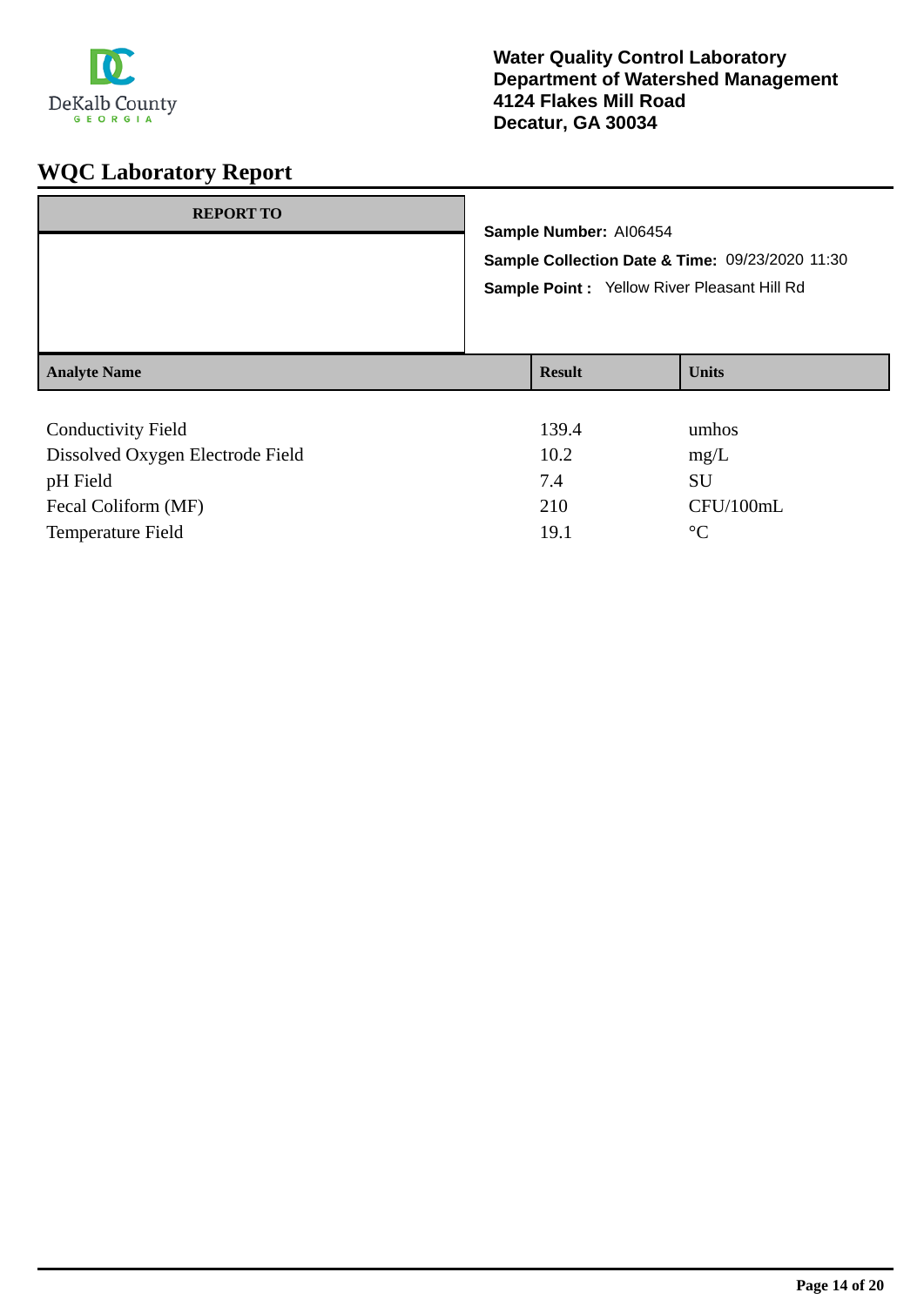DeKalb County
GEORGIA

**Water Quality Control Laboratory**
**Department of Watershed Management**
**4124 Flakes Mill Road**
**Decatur, GA 30034**

# WQC Laboratory Report

| REPORT TO | |
|---|---|
| | **Sample Number:** AI06454 |
| | **Sample Collection Date & Time:** 09/23/2020 11:30 |
| | **Sample Point :** Yellow River Pleasant Hill Rd |

| Analyte Name | Result | Units |
|---|---|---|
| Conductivity Field | 139.4 | umhos |
| Dissolved Oxygen Electrode Field | 10.2 | mg/L |
| pH Field | 7.4 | SU |
| Fecal Coliform (MF) | 210 | CFU/100mL |
| Temperature Field | 19.1 | °C |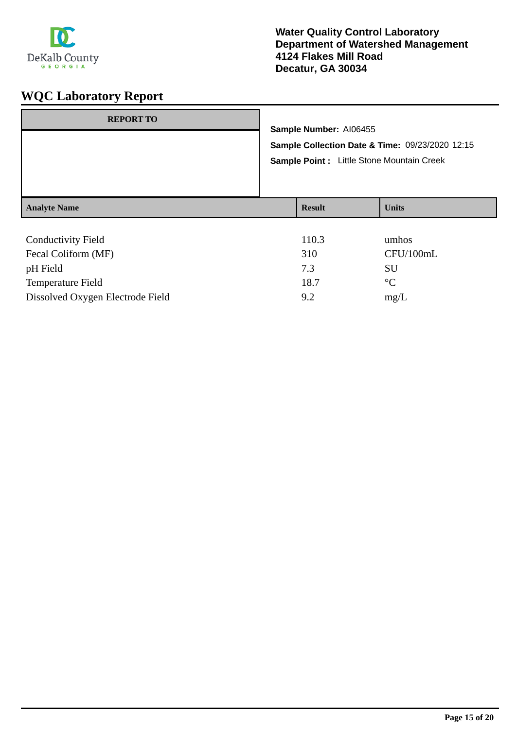DeKalb County
GEORGIA

**Water Quality Control Laboratory**
**Department of Watershed Management**
**4124 Flakes Mill Road**
**Decatur, GA 30034**

# WQC Laboratory Report

**REPORT TO**

**Sample Number:** AI06455
**Sample Collection Date & Time:** 09/23/2020 12:15
**Sample Point :** Little Stone Mountain Creek

| Analyte Name | Result | Units |
|---|---|---|
| Conductivity Field | 110.3 | umhos |
| Fecal Coliform (MF) | 310 | CFU/100mL |
| pH Field | 7.3 | SU |
| Temperature Field | 18.7 | °C |
| Dissolved Oxygen Electrode Field | 9.2 | mg/L |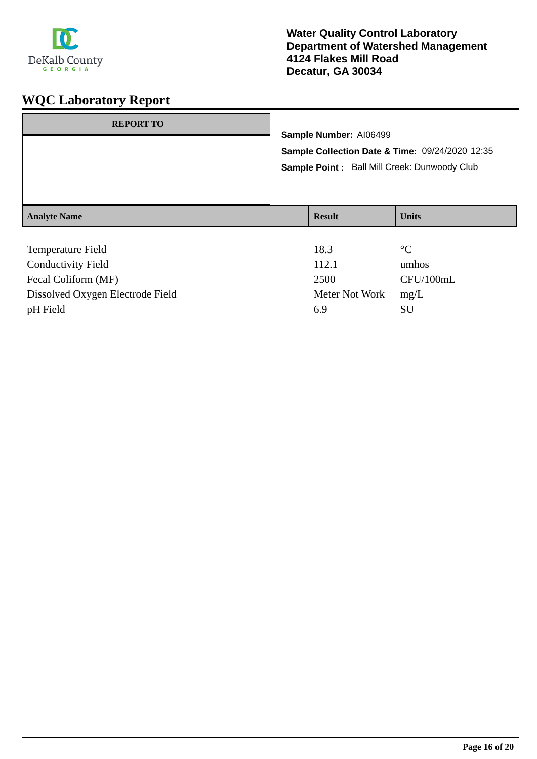DeKalb County
GEORGIA

**Water Quality Control Laboratory**
**Department of Watershed Management**
**4124 Flakes Mill Road**
**Decatur, GA 30034**

# WQC Laboratory Report

| REPORT TO |
| --- |
| |

**Sample Number:** AI06499

**Sample Collection Date & Time:** 09/24/2020 12:35

**Sample Point :** Ball Mill Creek: Dunwoody Club

| Analyte Name | Result | Units |
| --- | --- | --- |
| Temperature Field | 18.3 | °C |
| Conductivity Field | 112.1 | umhos |
| Fecal Coliform (MF) | 2500 | CFU/100mL |
| Dissolved Oxygen Electrode Field | Meter Not Work | mg/L |
| pH Field | 6.9 | SU |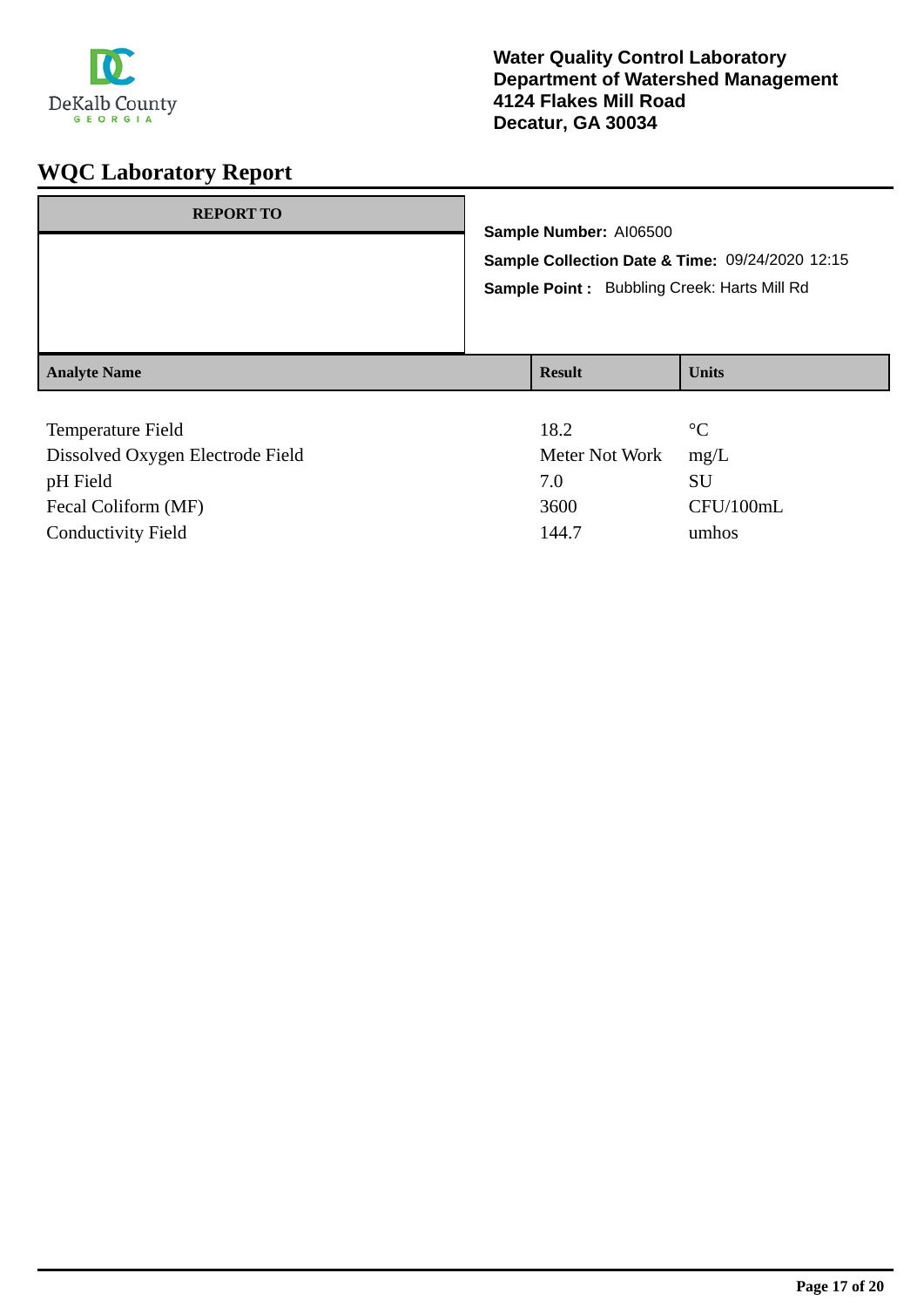**Water Quality Control Laboratory**
**Department of Watershed Management**
**4124 Flakes Mill Road**
**Decatur, GA 30034**

# WQC Laboratory Report

| REPORT TO |
| --- |
| |

**Sample Number:** AI06500

**Sample Collection Date & Time:** 09/24/2020 12:15

**Sample Point :** Bubbling Creek: Harts Mill Rd

| Analyte Name | Result | Units |
| --- | --- | --- |
| Temperature Field | 18.2 | °C |
| Dissolved Oxygen Electrode Field | Meter Not Work | mg/L |
| pH Field | 7.0 | SU |
| Fecal Coliform (MF) | 3600 | CFU/100mL |
| Conductivity Field | 144.7 | umhos |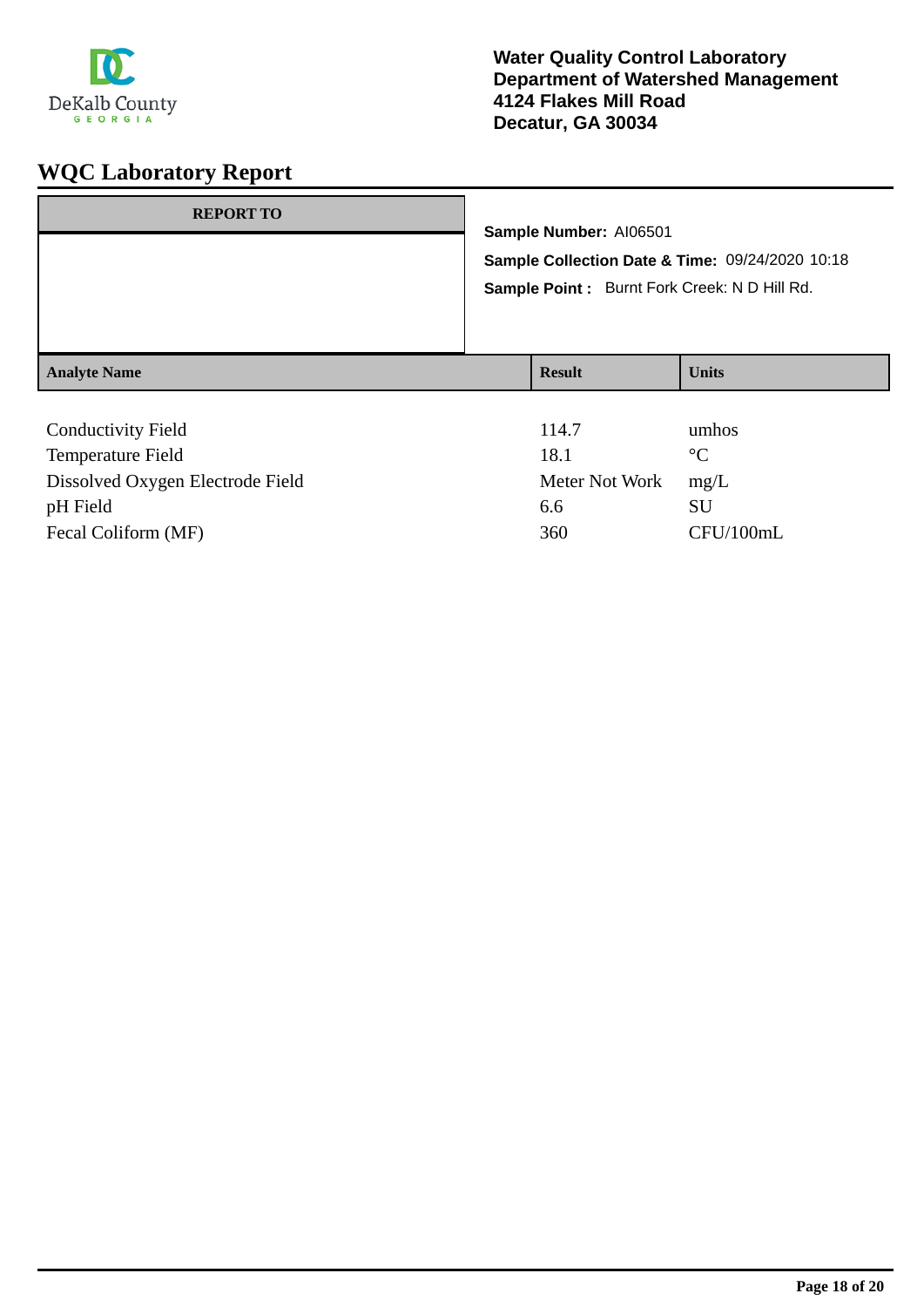**Water Quality Control Laboratory**
**Department of Watershed Management**
**4124 Flakes Mill Road**
**Decatur, GA 30034**

# WQC Laboratory Report

**REPORT TO**

**Sample Number:** AI06501

**Sample Collection Date & Time:** 09/24/2020 10:18

**Sample Point :** Burnt Fork Creek: N D Hill Rd.

| Analyte Name | Result | Units |
|---|---|---|
| Conductivity Field | 114.7 | umhos |
| Temperature Field | 18.1 | °C |
| Dissolved Oxygen Electrode Field | Meter Not Work | mg/L |
| pH Field | 6.6 | SU |
| Fecal Coliform (MF) | 360 | CFU/100mL |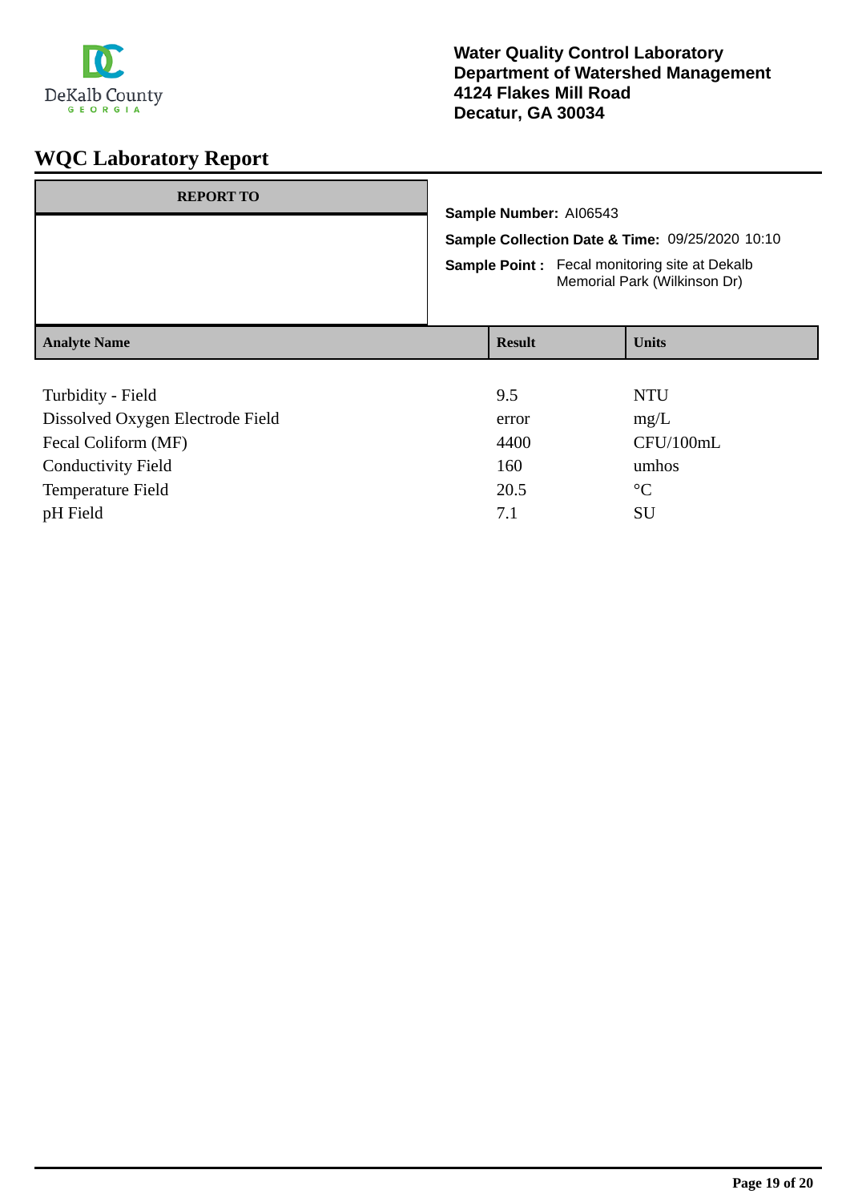DeKalb County
GEORGIA

**Water Quality Control Laboratory**
**Department of Watershed Management**
**4124 Flakes Mill Road**
**Decatur, GA 30034**

# WQC Laboratory Report

**REPORT TO**

**Sample Number:** AI06543

**Sample Collection Date & Time:** 09/25/2020 10:10

**Sample Point :** Fecal monitoring site at Dekalb Memorial Park (Wilkinson Dr)

| Analyte Name | Result | Units |
|---|---|---|
| Turbidity - Field | 9.5 | NTU |
| Dissolved Oxygen Electrode Field | error | mg/L |
| Fecal Coliform (MF) | 4400 | CFU/100mL |
| Conductivity Field | 160 | umhos |
| Temperature Field | 20.5 | °C |
| pH Field | 7.1 | SU |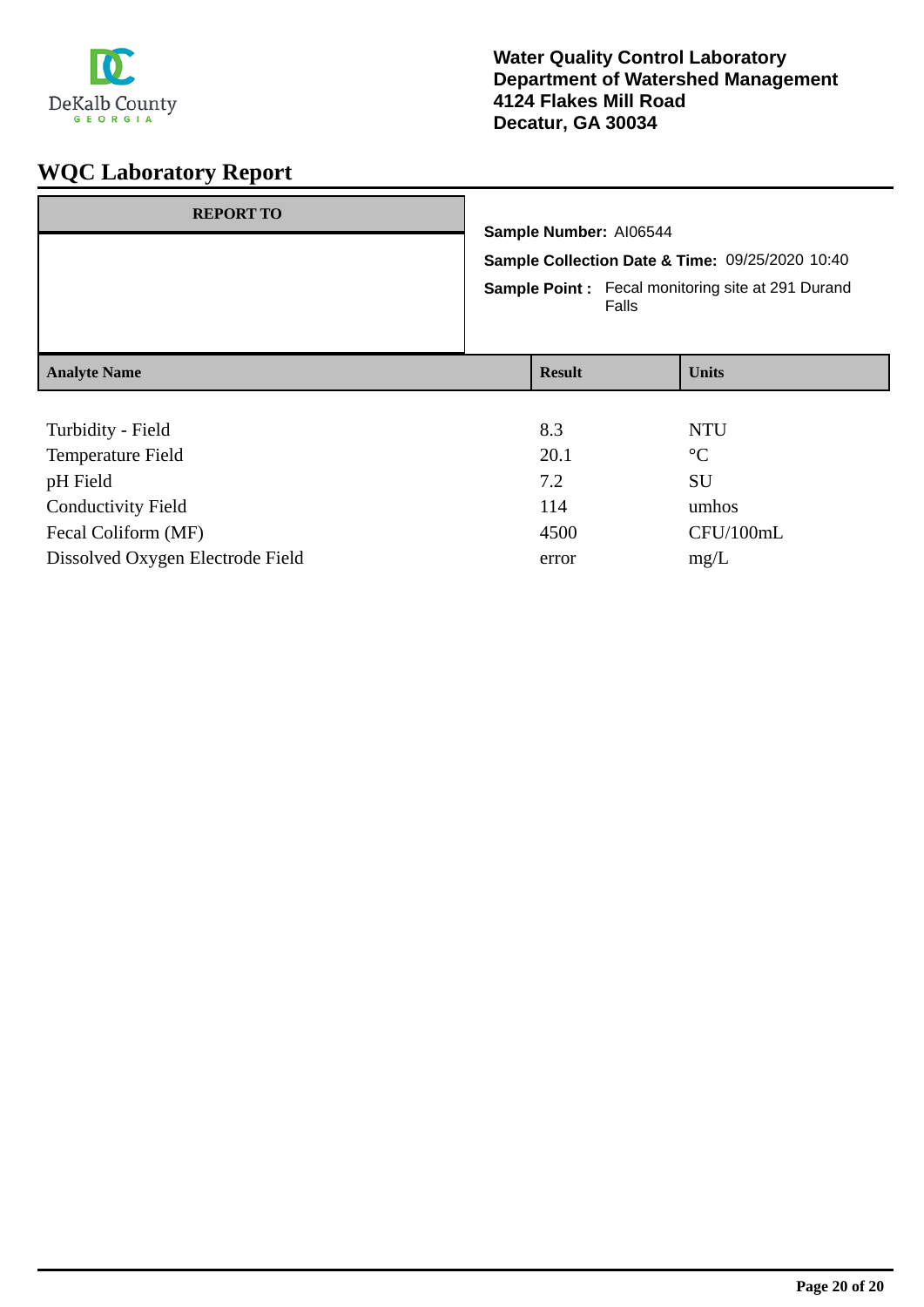DeKalb County
GEORGIA

**Water Quality Control Laboratory**
**Department of Watershed Management**
**4124 Flakes Mill Road**
**Decatur, GA 30034**

# WQC Laboratory Report

| REPORT TO | |
|---|---|
| | **Sample Number:** AI06544<br>**Sample Collection Date & Time:** 09/25/2020 10:40<br>**Sample Point :** Fecal monitoring site at 291 Durand Falls |

| Analyte Name | Result | Units |
|---|---|---|
| Turbidity - Field | 8.3 | NTU |
| Temperature Field | 20.1 | °C |
| pH Field | 7.2 | SU |
| Conductivity Field | 114 | umhos |
| Fecal Coliform (MF) | 4500 | CFU/100mL |
| Dissolved Oxygen Electrode Field | error | mg/L |